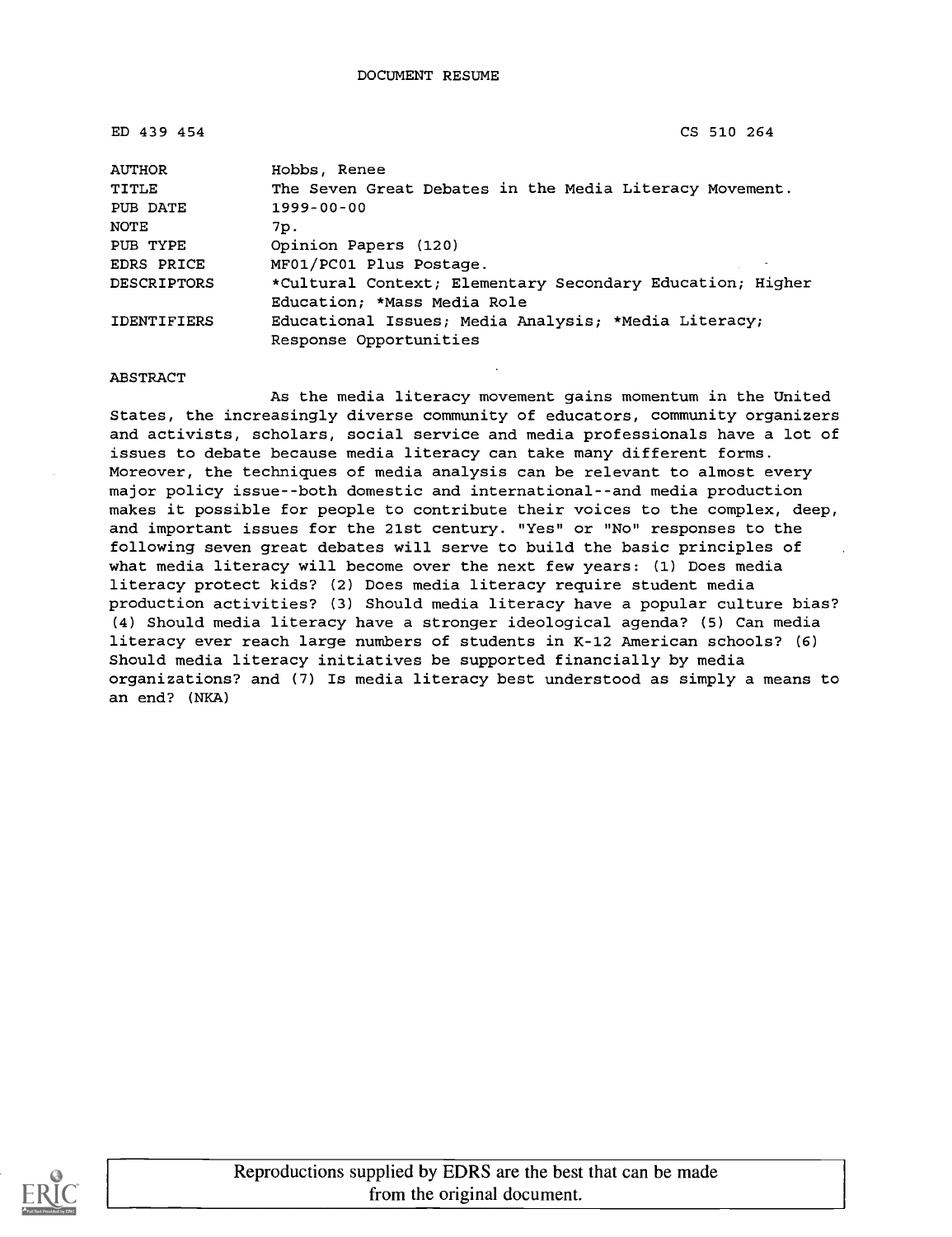DOCUMENT RESUME

| | |
|---|---|
| ED 439 454 | CS 510 264 |
| AUTHOR | Hobbs, Renee |
| TITLE | The Seven Great Debates in the Media Literacy Movement. |
| PUB DATE | 1999-00-00 |
| NOTE | 7p. |
| PUB TYPE | Opinion Papers (120) |
| EDRS PRICE | MF01/PC01 Plus Postage. |
| DESCRIPTORS | *Cultural Context; Elementary Secondary Education; Higher Education; *Mass Media Role |
| IDENTIFIERS | Educational Issues; Media Analysis; *Media Literacy; Response Opportunities |

ABSTRACT

As the media literacy movement gains momentum in the United States, the increasingly diverse community of educators, community organizers and activists, scholars, social service and media professionals have a lot of issues to debate because media literacy can take many different forms. Moreover, the techniques of media analysis can be relevant to almost every major policy issue--both domestic and international--and media production makes it possible for people to contribute their voices to the complex, deep, and important issues for the 21st century. "Yes" or "No" responses to the following seven great debates will serve to build the basic principles of what media literacy will become over the next few years: (1) Does media literacy protect kids? (2) Does media literacy require student media production activities? (3) Should media literacy have a popular culture bias? (4) Should media literacy have a stronger ideological agenda? (5) Can media literacy ever reach large numbers of students in K-12 American schools? (6) Should media literacy initiatives be supported financially by media organizations? and (7) Is media literacy best understood as simply a means to an end? (NKA)

Reproductions supplied by EDRS are the best that can be made from the original document.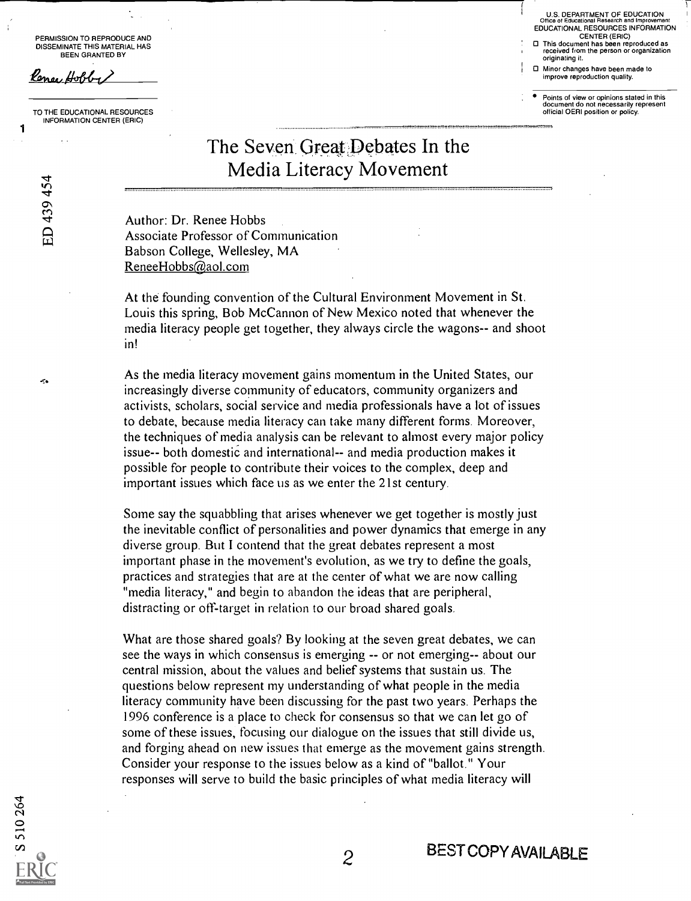PERMISSION TO REPRODUCE AND DISSEMINATE THIS MATERIAL HAS BEEN GRANTED BY

Renee Hobbs

TO THE EDUCATIONAL RESOURCES INFORMATION CENTER (ERIC)

U.S. DEPARTMENT OF EDUCATION
Office of Educational Research and Improvement
EDUCATIONAL RESOURCES INFORMATION CENTER (ERIC)

- This document has been reproduced as received from the person or organization originating it.
- Minor changes have been made to improve reproduction quality.
- Points of view or opinions stated in this document do not necessarily represent official OERI position or policy.

ED 439 454

# The Seven Great Debates In the Media Literacy Movement

Author: Dr. Renee Hobbs
Associate Professor of Communication
Babson College, Wellesley, MA
ReneeHobbs@aol.com

At the founding convention of the Cultural Environment Movement in St. Louis this spring, Bob McCannon of New Mexico noted that whenever the media literacy people get together, they always circle the wagons-- and shoot in!

As the media literacy movement gains momentum in the United States, our increasingly diverse community of educators, community organizers and activists, scholars, social service and media professionals have a lot of issues to debate, because media literacy can take many different forms. Moreover, the techniques of media analysis can be relevant to almost every major policy issue-- both domestic and international-- and media production makes it possible for people to contribute their voices to the complex, deep and important issues which face us as we enter the 21st century.

Some say the squabbling that arises whenever we get together is mostly just the inevitable conflict of personalities and power dynamics that emerge in any diverse group. But I contend that the great debates represent a most important phase in the movement's evolution, as we try to define the goals, practices and strategies that are at the center of what we are now calling "media literacy," and begin to abandon the ideas that are peripheral, distracting or off-target in relation to our broad shared goals.

What are those shared goals? By looking at the seven great debates, we can see the ways in which consensus is emerging -- or not emerging-- about our central mission, about the values and belief systems that sustain us. The questions below represent my understanding of what people in the media literacy community have been discussing for the past two years. Perhaps the 1996 conference is a place to check for consensus so that we can let go of some of these issues, focusing our dialogue on the issues that still divide us, and forging ahead on new issues that emerge as the movement gains strength. Consider your response to the issues below as a kind of "ballot." Your responses will serve to build the basic principles of what media literacy will

S 510 264

BEST COPY AVAILABLE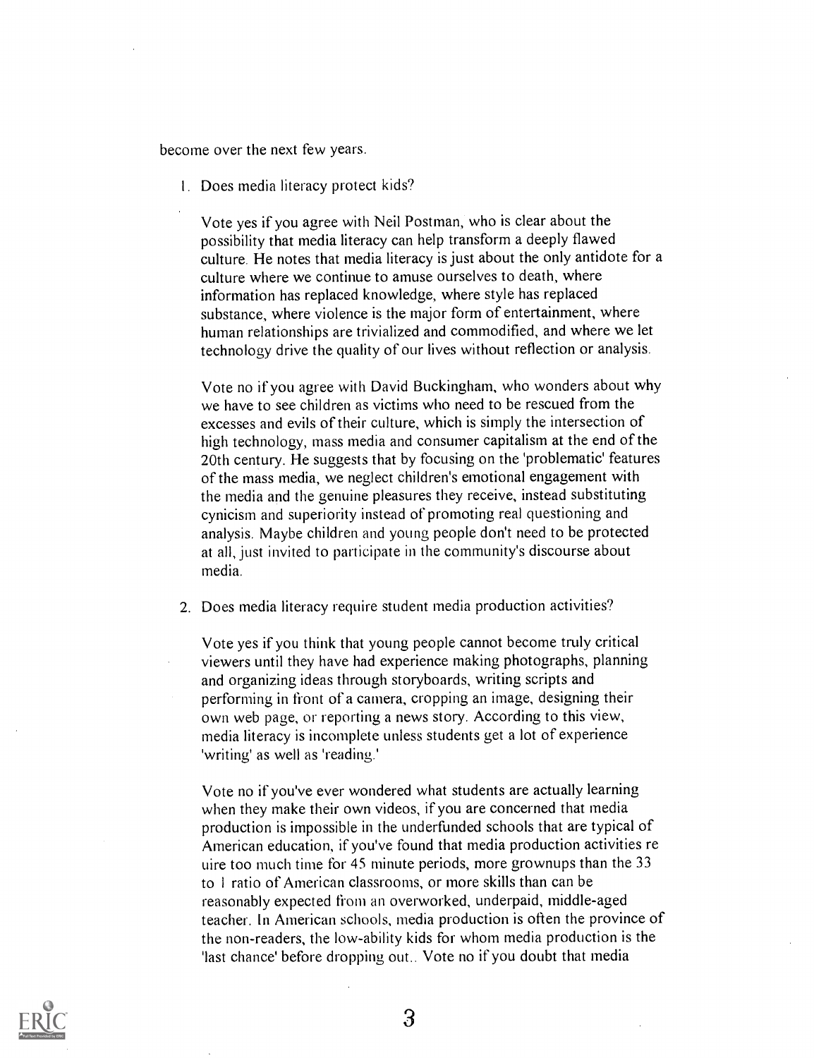become over the next few years.

1. Does media literacy protect kids?

   Vote yes if you agree with Neil Postman, who is clear about the possibility that media literacy can help transform a deeply flawed culture. He notes that media literacy is just about the only antidote for a culture where we continue to amuse ourselves to death, where information has replaced knowledge, where style has replaced substance, where violence is the major form of entertainment, where human relationships are trivialized and commodified, and where we let technology drive the quality of our lives without reflection or analysis.

   Vote no if you agree with David Buckingham, who wonders about why we have to see children as victims who need to be rescued from the excesses and evils of their culture, which is simply the intersection of high technology, mass media and consumer capitalism at the end of the 20th century. He suggests that by focusing on the 'problematic' features of the mass media, we neglect children's emotional engagement with the media and the genuine pleasures they receive, instead substituting cynicism and superiority instead of promoting real questioning and analysis. Maybe children and young people don't need to be protected at all, just invited to participate in the community's discourse about media.

2. Does media literacy require student media production activities?

   Vote yes if you think that young people cannot become truly critical viewers until they have had experience making photographs, planning and organizing ideas through storyboards, writing scripts and performing in front of a camera, cropping an image, designing their own web page, or reporting a news story. According to this view, media literacy is incomplete unless students get a lot of experience 'writing' as well as 'reading.'

   Vote no if you've ever wondered what students are actually learning when they make their own videos, if you are concerned that media production is impossible in the underfunded schools that are typical of American education, if you've found that media production activities re uire too much time for 45 minute periods, more grownups than the 33 to 1 ratio of American classrooms, or more skills than can be reasonably expected from an overworked, underpaid, middle-aged teacher. In American schools, media production is often the province of the non-readers, the low-ability kids for whom media production is the 'last chance' before dropping out.. Vote no if you doubt that media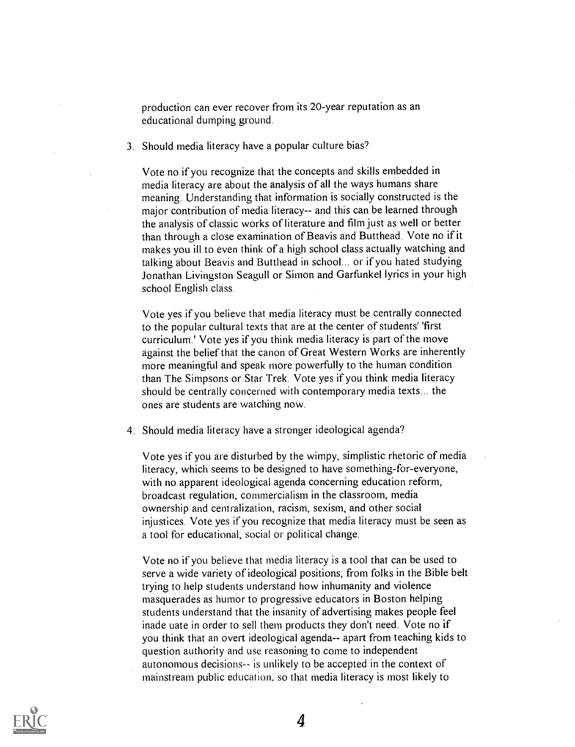production can ever recover from its 20-year reputation as an educational dumping ground.

3. Should media literacy have a popular culture bias?

   Vote no if you recognize that the concepts and skills embedded in media literacy are about the analysis of all the ways humans share meaning. Understanding that information is socially constructed is the major contribution of media literacy-- and this can be learned through the analysis of classic works of literature and film just as well or better than through a close examination of Beavis and Butthead. Vote no if it makes you ill to even think of a high school class actually watching and talking about Beavis and Butthead in school... or if you hated studying Jonathan Livingston Seagull or Simon and Garfunkel lyrics in your high school English class.

   Vote yes if you believe that media literacy must be centrally connected to the popular cultural texts that are at the center of students' 'first curriculum.' Vote yes if you think media literacy is part of the move against the belief that the canon of Great Western Works are inherently more meaningful and speak more powerfully to the human condition than The Simpsons or Star Trek. Vote yes if you think media literacy should be centrally concerned with contemporary media texts... the ones are students are watching now.

4. Should media literacy have a stronger ideological agenda?

   Vote yes if you are disturbed by the wimpy, simplistic rhetoric of media literacy, which seems to be designed to have something-for-everyone, with no apparent ideological agenda concerning education reform, broadcast regulation, commercialism in the classroom, media ownership and centralization, racism, sexism, and other social injustices. Vote yes if you recognize that media literacy must be seen as a tool for educational, social or political change.

   Vote no if you believe that media literacy is a tool that can be used to serve a wide variety of ideological positions, from folks in the Bible belt trying to help students understand how inhumanity and violence masquerades as humor to progressive educators in Boston helping students understand that the insanity of advertising makes people feel inade uate in order to sell them products they don't need. Vote no if you think that an overt ideological agenda-- apart from teaching kids to question authority and use reasoning to come to independent autonomous decisions-- is unlikely to be accepted in the context of mainstream public education, so that media literacy is most likely to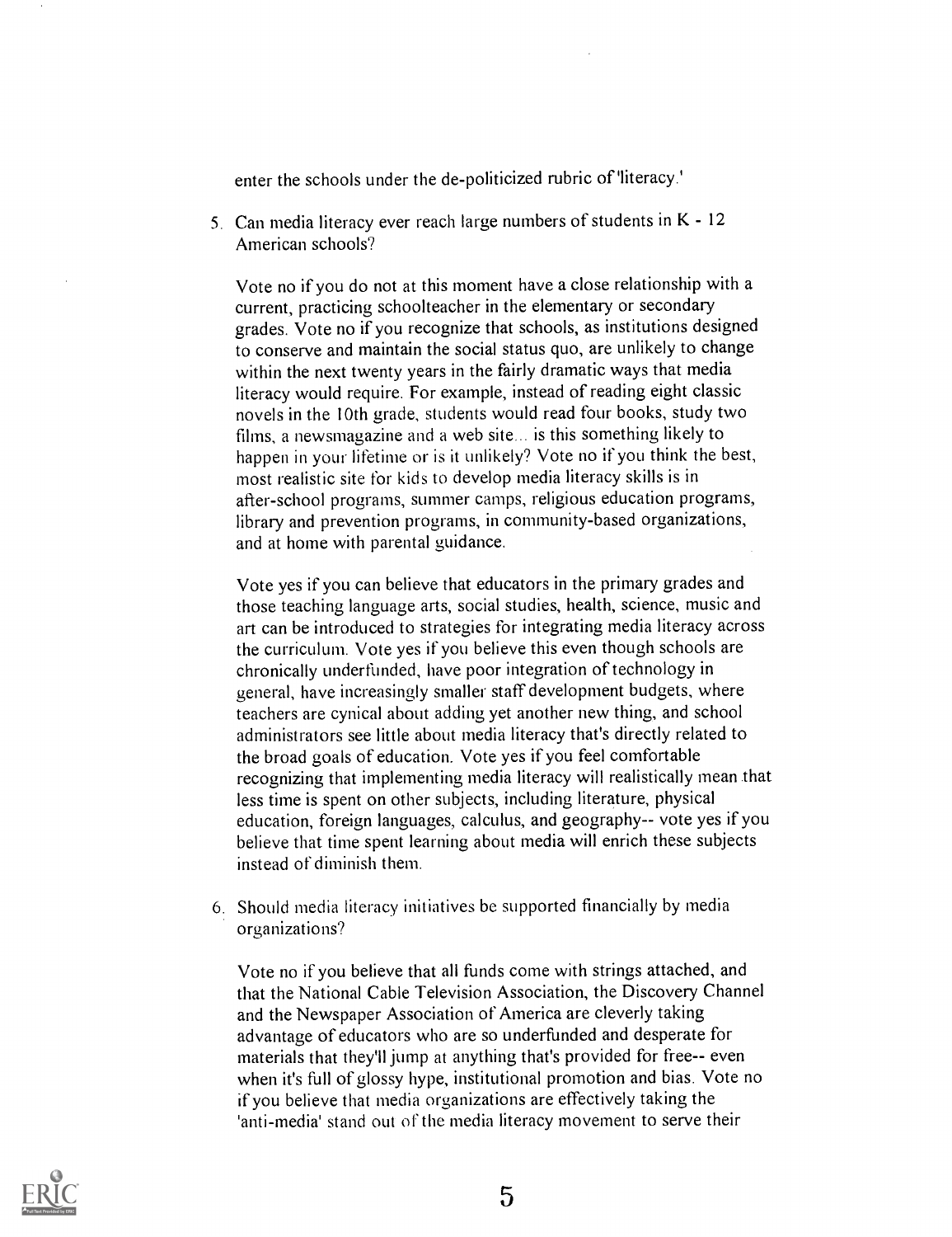enter the schools under the de-politicized rubric of 'literacy.'

5. Can media literacy ever reach large numbers of students in K - 12 American schools?

   Vote no if you do not at this moment have a close relationship with a current, practicing schoolteacher in the elementary or secondary grades. Vote no if you recognize that schools, as institutions designed to conserve and maintain the social status quo, are unlikely to change within the next twenty years in the fairly dramatic ways that media literacy would require. For example, instead of reading eight classic novels in the 10th grade, students would read four books, study two films, a newsmagazine and a web site... is this something likely to happen in your lifetime or is it unlikely? Vote no if you think the best, most realistic site for kids to develop media literacy skills is in after-school programs, summer camps, religious education programs, library and prevention programs, in community-based organizations, and at home with parental guidance.

   Vote yes if you can believe that educators in the primary grades and those teaching language arts, social studies, health, science, music and art can be introduced to strategies for integrating media literacy across the curriculum. Vote yes if you believe this even though schools are chronically underfunded, have poor integration of technology in general, have increasingly smaller staff development budgets, where teachers are cynical about adding yet another new thing, and school administrators see little about media literacy that's directly related to the broad goals of education. Vote yes if you feel comfortable recognizing that implementing media literacy will realistically mean that less time is spent on other subjects, including literature, physical education, foreign languages, calculus, and geography-- vote yes if you believe that time spent learning about media will enrich these subjects instead of diminish them.

6. Should media literacy initiatives be supported financially by media organizations?

   Vote no if you believe that all funds come with strings attached, and that the National Cable Television Association, the Discovery Channel and the Newspaper Association of America are cleverly taking advantage of educators who are so underfunded and desperate for materials that they'll jump at anything that's provided for free-- even when it's full of glossy hype, institutional promotion and bias. Vote no if you believe that media organizations are effectively taking the 'anti-media' stand out of the media literacy movement to serve their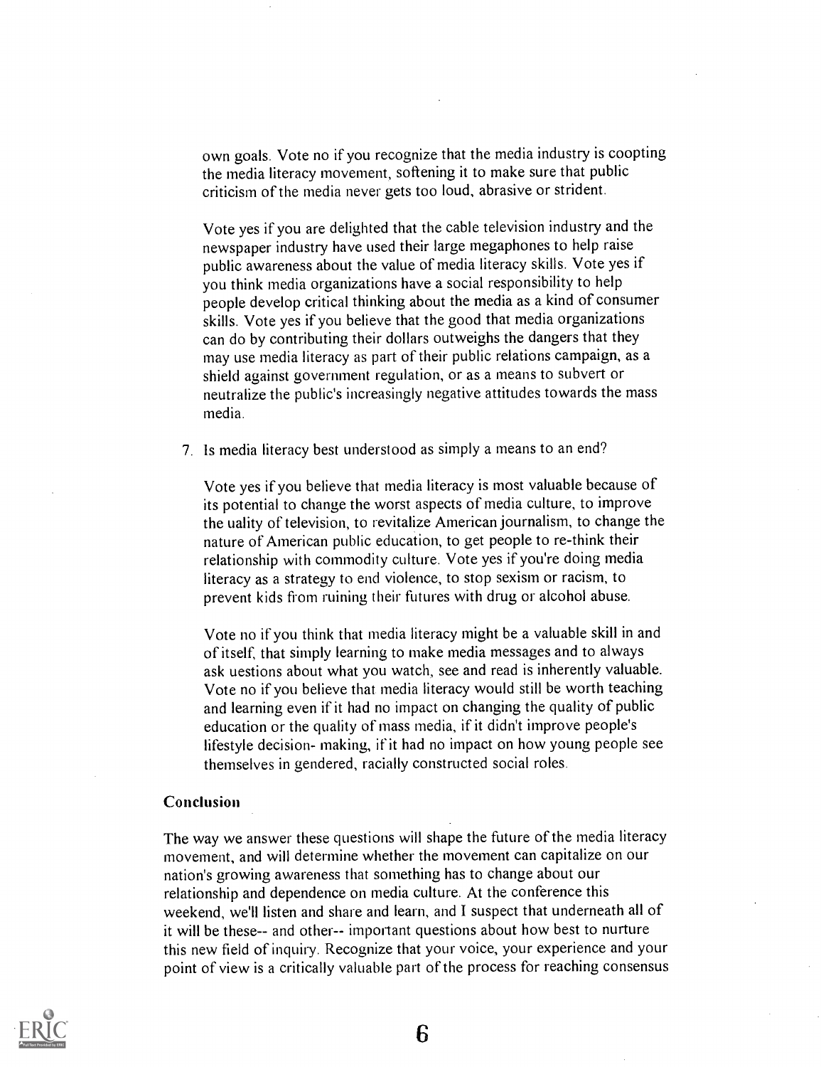own goals. Vote no if you recognize that the media industry is coopting the media literacy movement, softening it to make sure that public criticism of the media never gets too loud, abrasive or strident.

Vote yes if you are delighted that the cable television industry and the newspaper industry have used their large megaphones to help raise public awareness about the value of media literacy skills. Vote yes if you think media organizations have a social responsibility to help people develop critical thinking about the media as a kind of consumer skills. Vote yes if you believe that the good that media organizations can do by contributing their dollars outweighs the dangers that they may use media literacy as part of their public relations campaign, as a shield against government regulation, or as a means to subvert or neutralize the public's increasingly negative attitudes towards the mass media.

7. Is media literacy best understood as simply a means to an end?

   Vote yes if you believe that media literacy is most valuable because of its potential to change the worst aspects of media culture, to improve the uality of television, to revitalize American journalism, to change the nature of American public education, to get people to re-think their relationship with commodity culture. Vote yes if you're doing media literacy as a strategy to end violence, to stop sexism or racism, to prevent kids from ruining their futures with drug or alcohol abuse.

   Vote no if you think that media literacy might be a valuable skill in and of itself, that simply learning to make media messages and to always ask uestions about what you watch, see and read is inherently valuable. Vote no if you believe that media literacy would still be worth teaching and learning even if it had no impact on changing the quality of public education or the quality of mass media, if it didn't improve people's lifestyle decision- making, if it had no impact on how young people see themselves in gendered, racially constructed social roles.

**Conclusion**

The way we answer these questions will shape the future of the media literacy movement, and will determine whether the movement can capitalize on our nation's growing awareness that something has to change about our relationship and dependence on media culture. At the conference this weekend, we'll listen and share and learn, and I suspect that underneath all of it will be these-- and other-- important questions about how best to nurture this new field of inquiry. Recognize that your voice, your experience and your point of view is a critically valuable part of the process for reaching consensus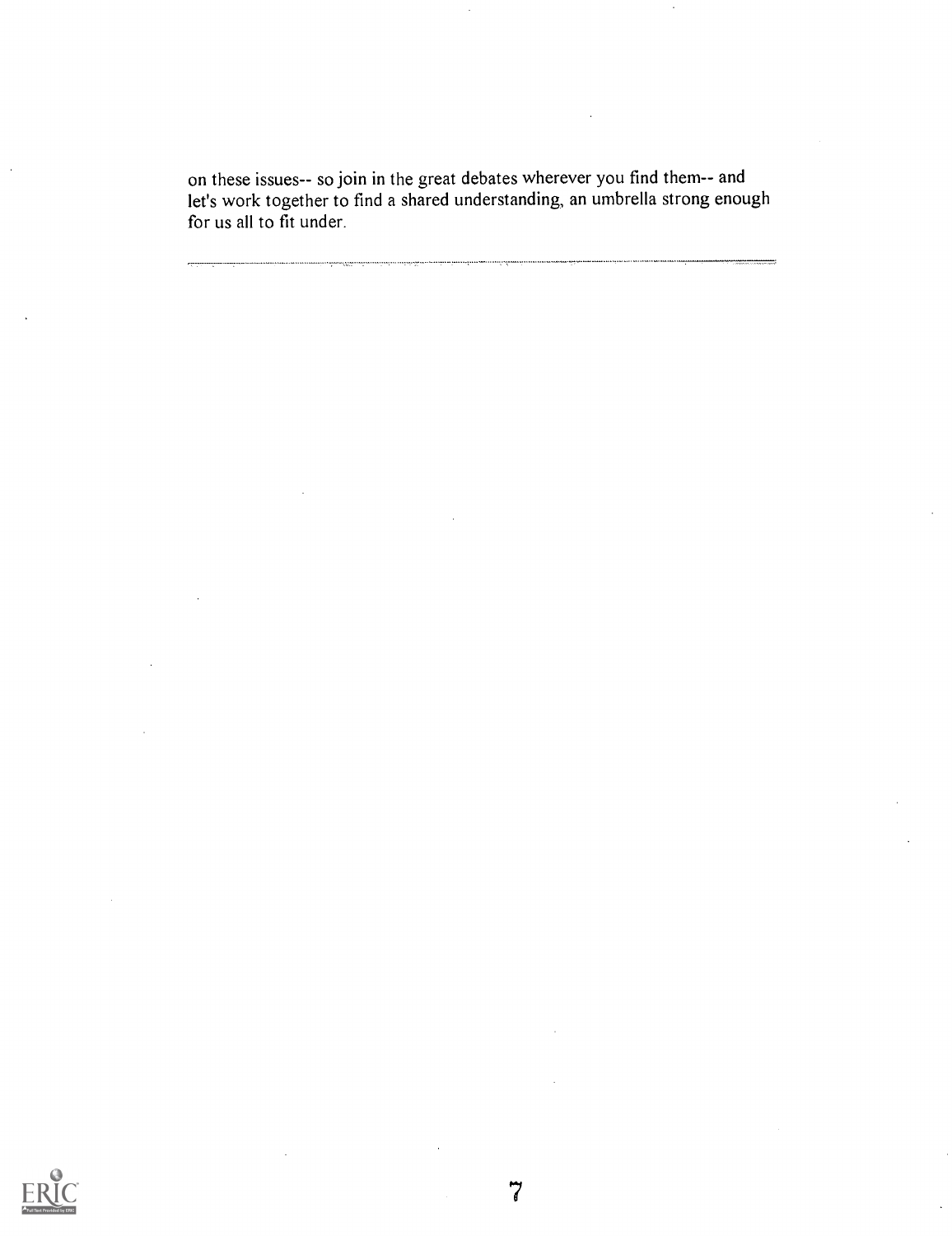on these issues-- so join in the great debates wherever you find them-- and let's work together to find a shared understanding, an umbrella strong enough for us all to fit under.

---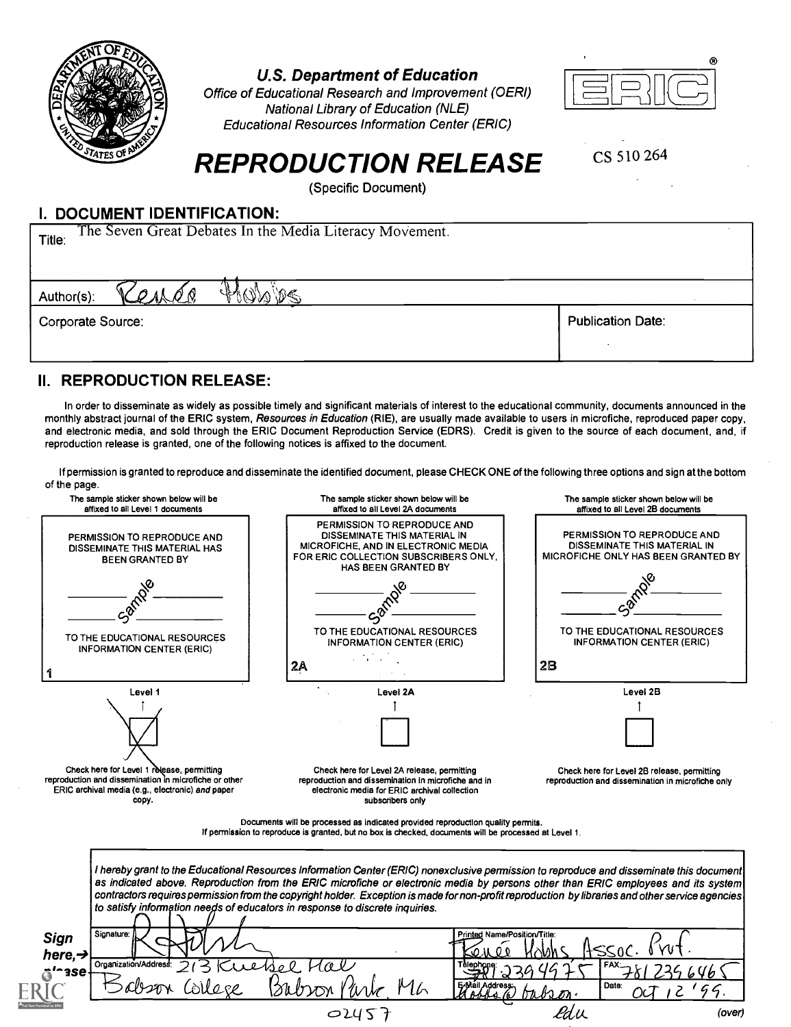# U.S. Department of Education

Office of Educational Research and Improvement (OERI)
National Library of Education (NLE)
Educational Resources Information Center (ERIC)

ERIC®

# REPRODUCTION RELEASE

(Specific Document)

CS 510 264

## I. DOCUMENT IDENTIFICATION:

Title: The Seven Great Debates In the Media Literacy Movement.

Author(s): Renee Hobbs

Corporate Source:

Publication Date:

## II. REPRODUCTION RELEASE:

In order to disseminate as widely as possible timely and significant materials of interest to the educational community, documents announced in the monthly abstract journal of the ERIC system, *Resources in Education* (RIE), are usually made available to users in microfiche, reproduced paper copy, and electronic media, and sold through the ERIC Document Reproduction Service (EDRS). Credit is given to the source of each document, and, if reproduction release is granted, one of the following notices is affixed to the document.

If permission is granted to reproduce and disseminate the identified document, please CHECK ONE of the following three options and sign at the bottom of the page.

| The sample sticker shown below will be affixed to all Level 1 documents | The sample sticker shown below will be affixed to all Level 2A documents | The sample sticker shown below will be affixed to all Level 2B documents |
|---|---|---|
| PERMISSION TO REPRODUCE AND DISSEMINATE THIS MATERIAL HAS BEEN GRANTED BY<br>Sample<br>TO THE EDUCATIONAL RESOURCES INFORMATION CENTER (ERIC) | PERMISSION TO REPRODUCE AND DISSEMINATE THIS MATERIAL IN MICROFICHE, AND IN ELECTRONIC MEDIA FOR ERIC COLLECTION SUBSCRIBERS ONLY, HAS BEEN GRANTED BY<br>Sample<br>TO THE EDUCATIONAL RESOURCES INFORMATION CENTER (ERIC) | PERMISSION TO REPRODUCE AND DISSEMINATE THIS MATERIAL IN MICROFICHE ONLY HAS BEEN GRANTED BY<br>Sample<br>TO THE EDUCATIONAL RESOURCES INFORMATION CENTER (ERIC) |
| 1 | 2A | 2B |
| Level 1 | Level 2A | Level 2B |
| [X] | [ ] | [ ] |
| Check here for Level 1 release, permitting reproduction and dissemination in microfiche or other ERIC archival media (e.g., electronic) *and* paper copy. | Check here for Level 2A release, permitting reproduction and dissemination in microfiche and in electronic media for ERIC archival collection subscribers only | Check here for Level 2B release, permitting reproduction and dissemination in microfiche only |

Documents will be processed as indicated provided reproduction quality permits.
If permission to reproduce is granted, but no box is checked, documents will be processed at Level 1.

*I hereby grant to the Educational Resources Information Center (ERIC) nonexclusive permission to reproduce and disseminate this document as indicated above. Reproduction from the ERIC microfiche or electronic media by persons other than ERIC employees and its system contractors requires permission from the copyright holder. Exception is made for non-profit reproduction by libraries and other service agencies to satisfy information needs of educators in response to discrete inquiries.*

**Sign here, → please**

| Signature: [signature] | Printed Name/Position/Title: Renee Hobbs Assoc. Prof. | |
|---|---|---|
| Organization/Address: 213 Kuebel Hall Babson College Babson Park, MA 02457 | Telephone: 781 239 4975 | FAX: 781 239 6465 |
| | E-Mail Address: Hobbs@babson.edu | Date: Oct 12 '99. |

(over)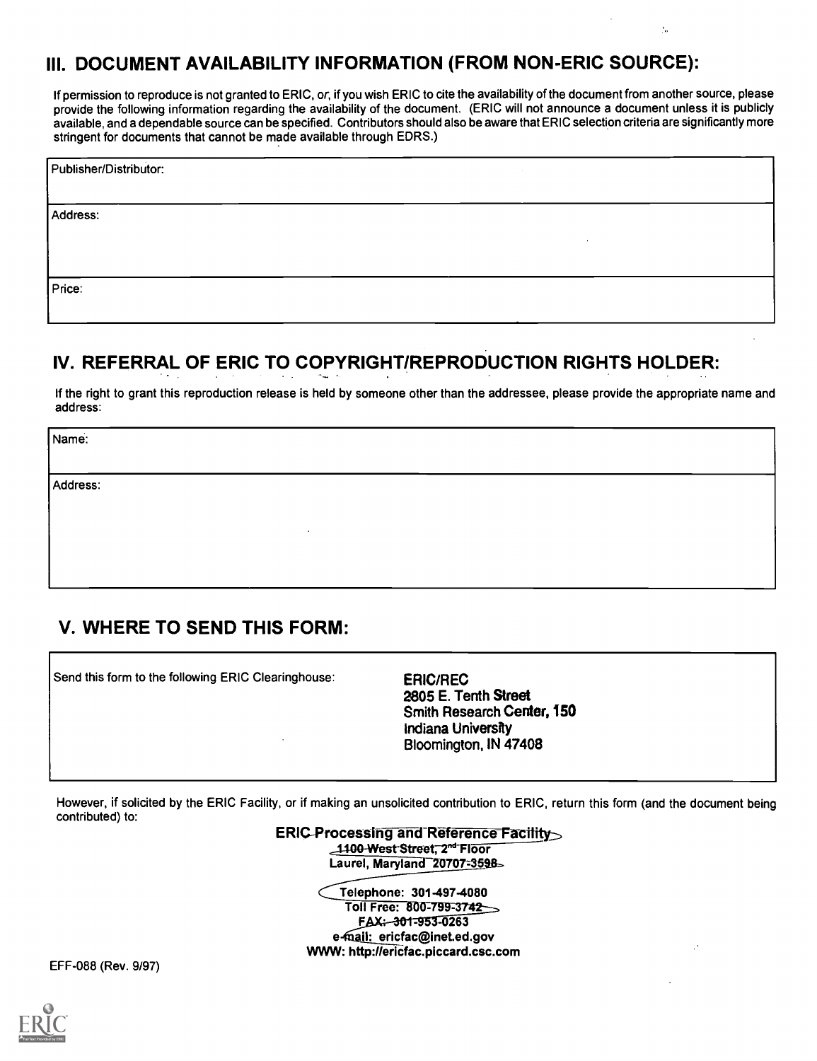## III. DOCUMENT AVAILABILITY INFORMATION (FROM NON-ERIC SOURCE):

If permission to reproduce is not granted to ERIC, *or*, if you wish ERIC to cite the availability of the document from another source, please provide the following information regarding the availability of the document. (ERIC will not announce a document unless it is publicly available, and a dependable source can be specified. Contributors should also be aware that ERIC selection criteria are significantly more stringent for documents that cannot be made available through EDRS.)

| | |
|---|---|
| Publisher/Distributor: | |
| Address: | |
| Price: | |

## IV. REFERRAL OF ERIC TO COPYRIGHT/REPRODUCTION RIGHTS HOLDER:

If the right to grant this reproduction release is held by someone other than the addressee, please provide the appropriate name and address:

| | |
|---|---|
| Name: | |
| Address: | |

## V. WHERE TO SEND THIS FORM:

Send this form to the following ERIC Clearinghouse:

**ERIC/REC**
**2805 E. Tenth Street**
**Smith Research Center, 150**
**Indiana University**
**Bloomington, IN 47408**

However, if solicited by the ERIC Facility, or if making an unsolicited contribution to ERIC, return this form (and the document being contributed) to:

**ERIC Processing and Reference Facility**
**1100 West Street, 2nd Floor**
**Laurel, Maryland 20707-3598**

**Telephone: 301-497-4080**
**Toll Free: 800-799-3742**
**FAX: 301-953-0263**
**e-mail: ericfac@inet.ed.gov**
**WWW: http://ericfac.piccard.csc.com**

EFF-088 (Rev. 9/97)